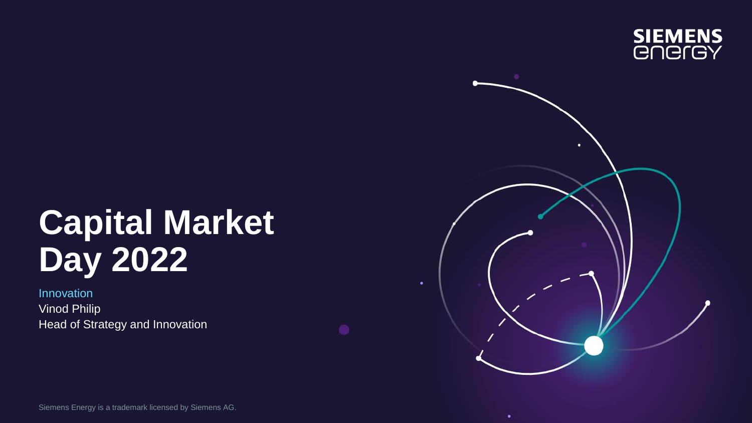SIEMENS
energy

# Capital Market Day 2022

Innovation
Vinod Philip
Head of Strategy and Innovation

Siemens Energy is a trademark licensed by Siemens AG.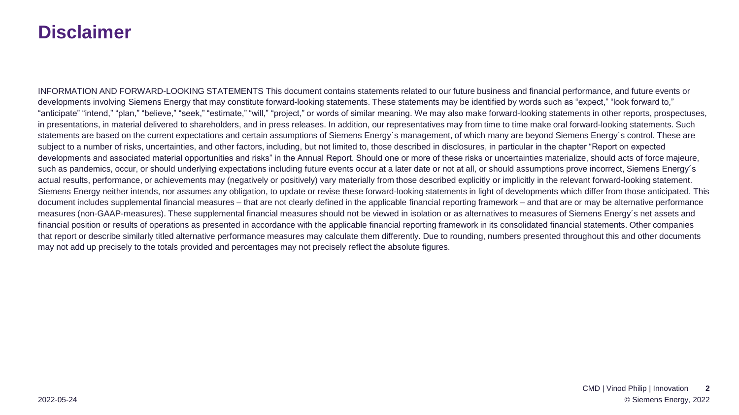# Disclaimer

INFORMATION AND FORWARD-LOOKING STATEMENTS This document contains statements related to our future business and financial performance, and future events or developments involving Siemens Energy that may constitute forward-looking statements. These statements may be identified by words such as "expect," "look forward to," "anticipate" "intend," "plan," "believe," "seek," "estimate," "will," "project," or words of similar meaning. We may also make forward-looking statements in other reports, prospectuses, in presentations, in material delivered to shareholders, and in press releases. In addition, our representatives may from time to time make oral forward-looking statements. Such statements are based on the current expectations and certain assumptions of Siemens Energy´s management, of which many are beyond Siemens Energy´s control. These are subject to a number of risks, uncertainties, and other factors, including, but not limited to, those described in disclosures, in particular in the chapter "Report on expected developments and associated material opportunities and risks" in the Annual Report. Should one or more of these risks or uncertainties materialize, should acts of force majeure, such as pandemics, occur, or should underlying expectations including future events occur at a later date or not at all, or should assumptions prove incorrect, Siemens Energy´s actual results, performance, or achievements may (negatively or positively) vary materially from those described explicitly or implicitly in the relevant forward-looking statement. Siemens Energy neither intends, nor assumes any obligation, to update or revise these forward-looking statements in light of developments which differ from those anticipated. This document includes supplemental financial measures – that are not clearly defined in the applicable financial reporting framework – and that are or may be alternative performance measures (non-GAAP-measures). These supplemental financial measures should not be viewed in isolation or as alternatives to measures of Siemens Energy´s net assets and financial position or results of operations as presented in accordance with the applicable financial reporting framework in its consolidated financial statements. Other companies that report or describe similarly titled alternative performance measures may calculate them differently. Due to rounding, numbers presented throughout this and other documents may not add up precisely to the totals provided and percentages may not precisely reflect the absolute figures.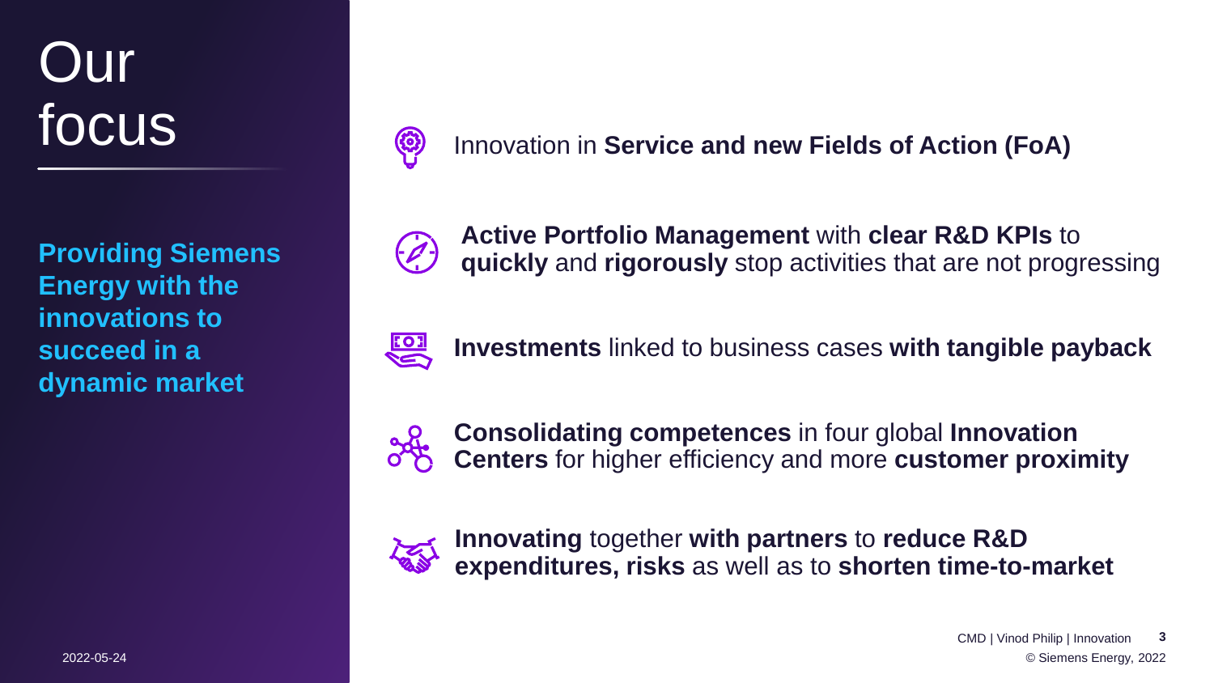# Our focus

**Providing Siemens Energy with the innovations to succeed in a dynamic market**

- Innovation in **Service and new Fields of Action (FoA)**
- **Active Portfolio Management** with **clear R&D KPIs** to **quickly** and **rigorously** stop activities that are not progressing
- **Investments** linked to business cases **with tangible payback**
- **Consolidating competences** in four global **Innovation Centers** for higher efficiency and more **customer proximity**
- **Innovating** together **with partners** to **reduce R&D expenditures, risks** as well as to **shorten time-to-market**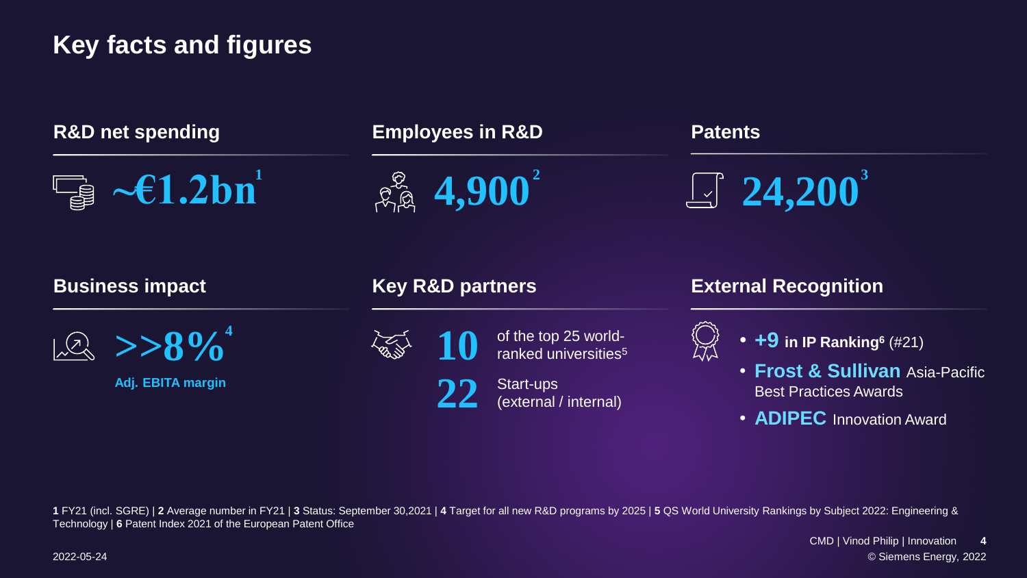# Key facts and figures

## R&D net spending

**~€1.2bn**[1]

## Employees in R&D

**4,900**[2]

## Patents

**24,200**[3]

## Business impact

**>>8%**[4]

**Adj. EBITA margin**

## Key R&D partners

**10** of the top 25 world-ranked universities[5]

**22** Start-ups (external / internal)

## External Recognition

- **+9 in IP Ranking**[6] (#21)
- **Frost & Sullivan** Asia-Pacific Best Practices Awards
- **ADIPEC** Innovation Award

**1** FY21 (incl. SGRE) | **2** Average number in FY21 | **3** Status: September 30,2021 | **4** Target for all new R&D programs by 2025 | **5** QS World University Rankings by Subject 2022: Engineering & Technology | **6** Patent Index 2021 of the European Patent Office

2022-05-24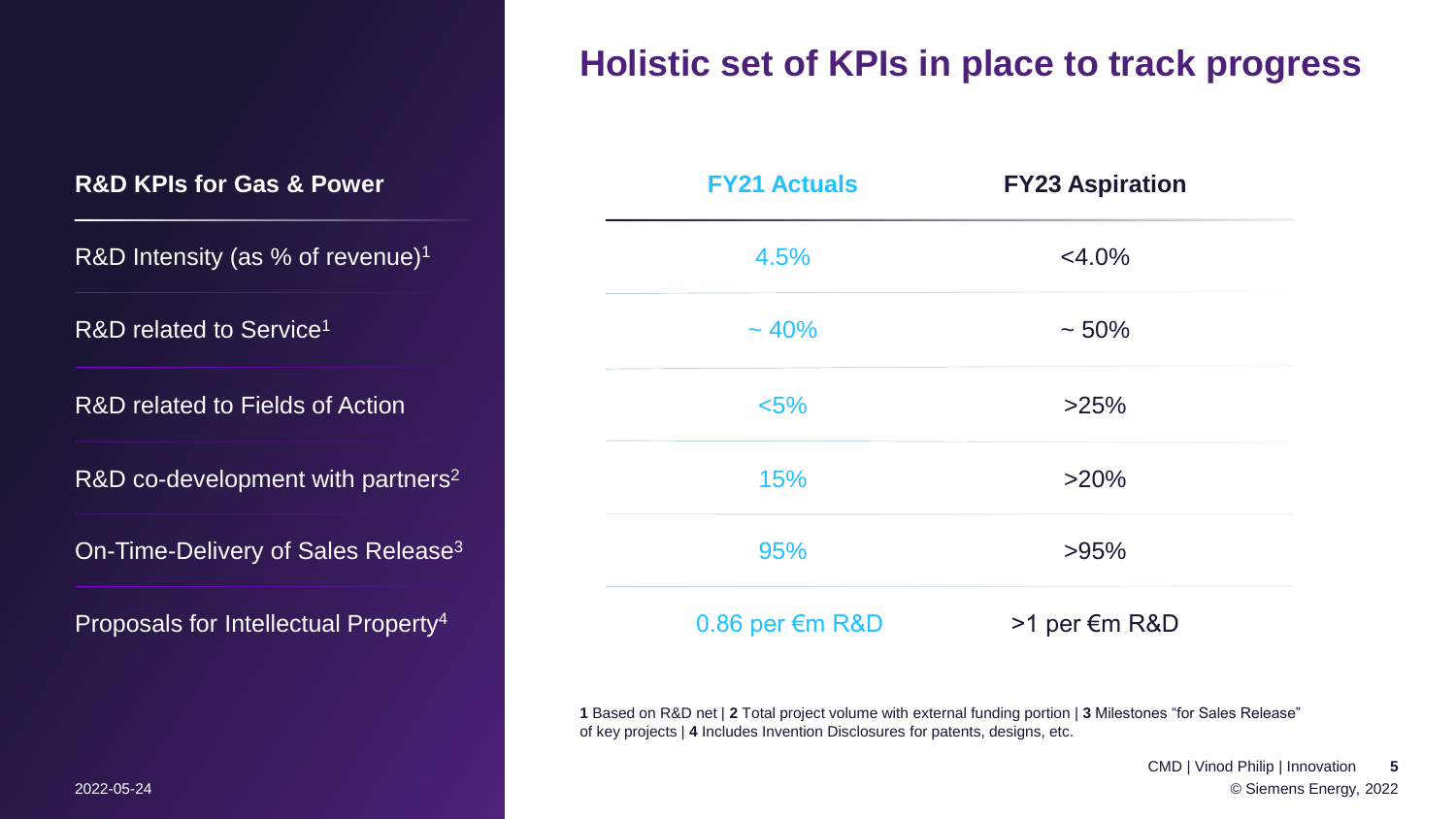# Holistic set of KPIs in place to track progress

| R&D KPIs for Gas & Power | FY21 Actuals | FY23 Aspiration |
|---|---|---|
| R&D Intensity (as % of revenue)[1] | 4.5% | <4.0% |
| R&D related to Service[1] | ~ 40% | ~ 50% |
| R&D related to Fields of Action | <5% | >25% |
| R&D co-development with partners[2] | 15% | >20% |
| On-Time-Delivery of Sales Release[3] | 95% | >95% |
| Proposals for Intellectual Property[4] | 0.86 per €m R&D | >1 per €m R&D |

**1** Based on R&D net | **2** Total project volume with external funding portion | **3** Milestones "for Sales Release" of key projects | **4** Includes Invention Disclosures for patents, designs, etc.

2022-05-24

CMD | Vinod Philip | Innovation

© Siemens Energy, 2022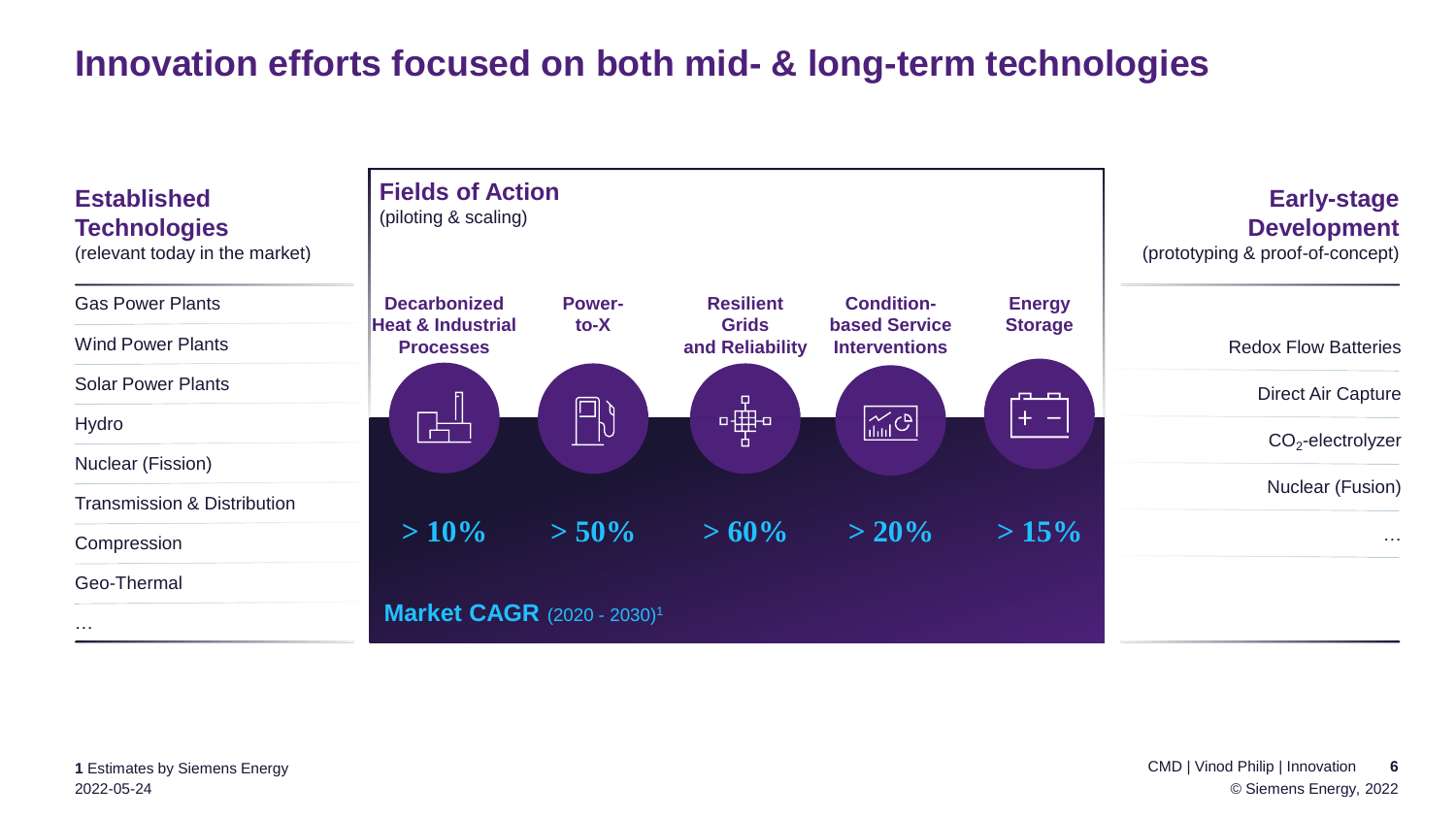# Innovation efforts focused on both mid- & long-term technologies

## Established Technologies

(relevant today in the market)

- Gas Power Plants
- Wind Power Plants
- Solar Power Plants
- Hydro
- Nuclear (Fission)
- Transmission & Distribution
- Compression
- Geo-Thermal
- …

## Fields of Action

(piloting & scaling)

| Decarbonized Heat & Industrial Processes | Power-to-X | Resilient Grids and Reliability | Condition-based Service Interventions | Energy Storage |
|---|---|---|---|---|
| > 10% | > 50% | > 60% | > 20% | > 15% |

**Market CAGR** (2020 - 2030)[1]

## Early-stage Development

(prototyping & proof-of-concept)

- Redox Flow Batteries
- Direct Air Capture
- $CO_2$-electrolyzer
- Nuclear (Fusion)
- …

**1** Estimates by Siemens Energy

2022-05-24

CMD | Vinod Philip | Innovation

© Siemens Energy, 2022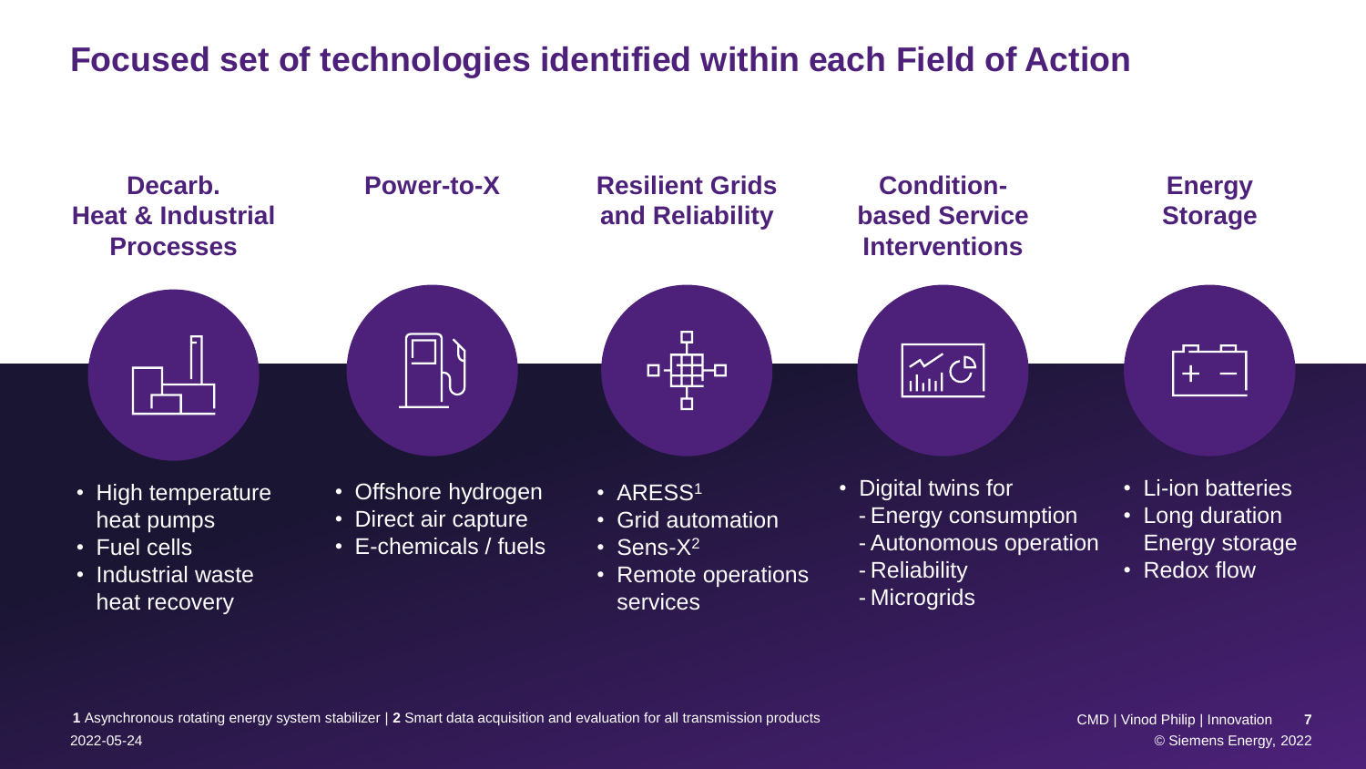# Focused set of technologies identified within each Field of Action

## Decarb. Heat & Industrial Processes

- High temperature heat pumps
- Fuel cells
- Industrial waste heat recovery

## Power-to-X

- Offshore hydrogen
- Direct air capture
- E-chemicals / fuels

## Resilient Grids and Reliability

- ARESS[1]
- Grid automation
- Sens-X[2]
- Remote operations services

## Condition-based Service Interventions

- Digital twins for
  - Energy consumption
  - Autonomous operation
  - Reliability
  - Microgrids

## Energy Storage

- Li-ion batteries
- Long duration Energy storage
- Redox flow

**1** Asynchronous rotating energy system stabilizer | **2** Smart data acquisition and evaluation for all transmission products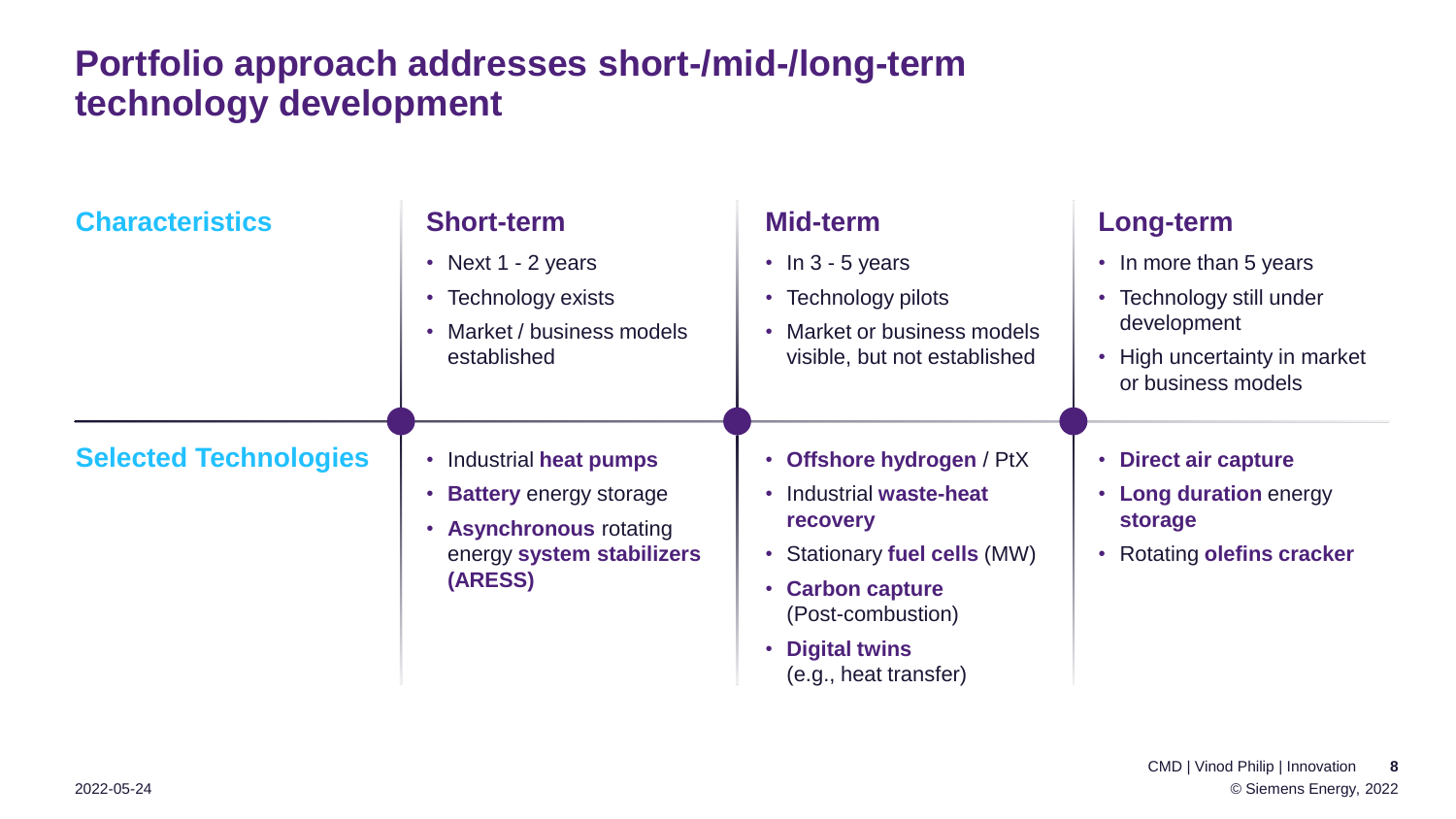# Portfolio approach addresses short-/mid-/long-term technology development

| | Short-term | Mid-term | Long-term |
|---|---|---|---|
| **Characteristics** | • Next 1 - 2 years<br>• Technology exists<br>• Market / business models established | • In 3 - 5 years<br>• Technology pilots<br>• Market or business models visible, but not established | • In more than 5 years<br>• Technology still under development<br>• High uncertainty in market or business models |
| **Selected Technologies** | • Industrial **heat pumps**<br>• **Battery** energy storage<br>• **Asynchronous** rotating energy **system stabilizers (ARESS)** | • **Offshore hydrogen** / PtX<br>• Industrial **waste-heat recovery**<br>• Stationary **fuel cells** (MW)<br>• **Carbon capture** (Post-combustion)<br>• **Digital twins** (e.g., heat transfer) | • **Direct air capture**<br>• **Long duration** energy **storage**<br>• Rotating **olefins cracker** |

2022-05-24

CMD | Vinod Philip | Innovation

© Siemens Energy, 2022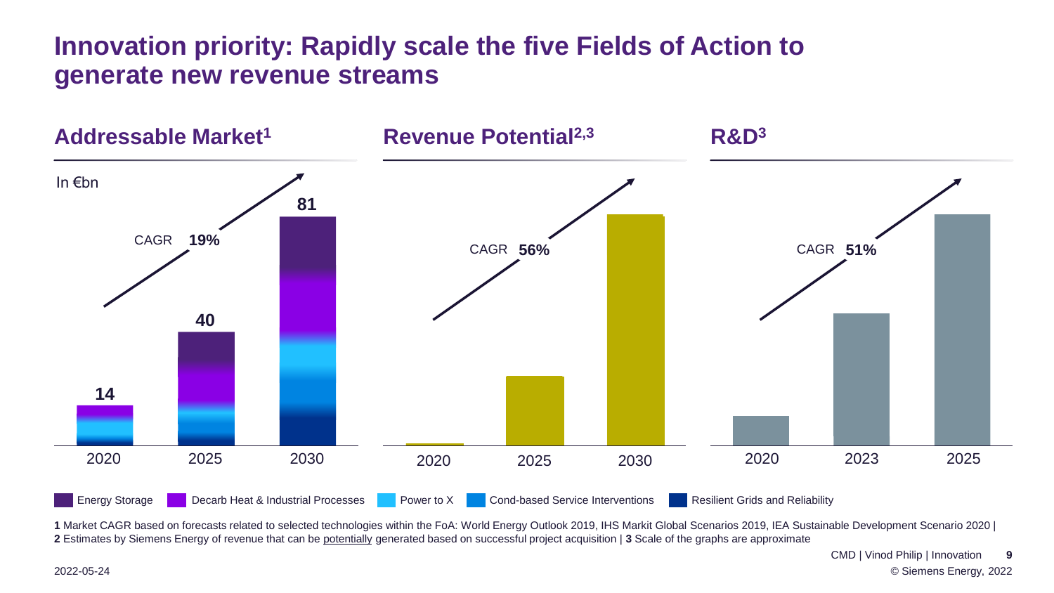# Innovation priority: Rapidly scale the five Fields of Action to generate new revenue streams

## Addressable Market[1]

In €bn

CAGR **19%**

| Year | Value |
|---|---|
| 2020 | 14 |
| 2025 | 40 |
| 2030 | 81 |

## Revenue Potential[2,3]

CAGR **56%**

2020, 2025, 2030

## R&D[3]

CAGR **51%**

2020, 2023, 2025

Energy Storage | Decarb Heat & Industrial Processes | Power to X | Cond-based Service Interventions | Resilient Grids and Reliability

**1** Market CAGR based on forecasts related to selected technologies within the FoA: World Energy Outlook 2019, IHS Markit Global Scenarios 2019, IEA Sustainable Development Scenario 2020 | **2** Estimates by Siemens Energy of revenue that can be potentially generated based on successful project acquisition | **3** Scale of the graphs are approximate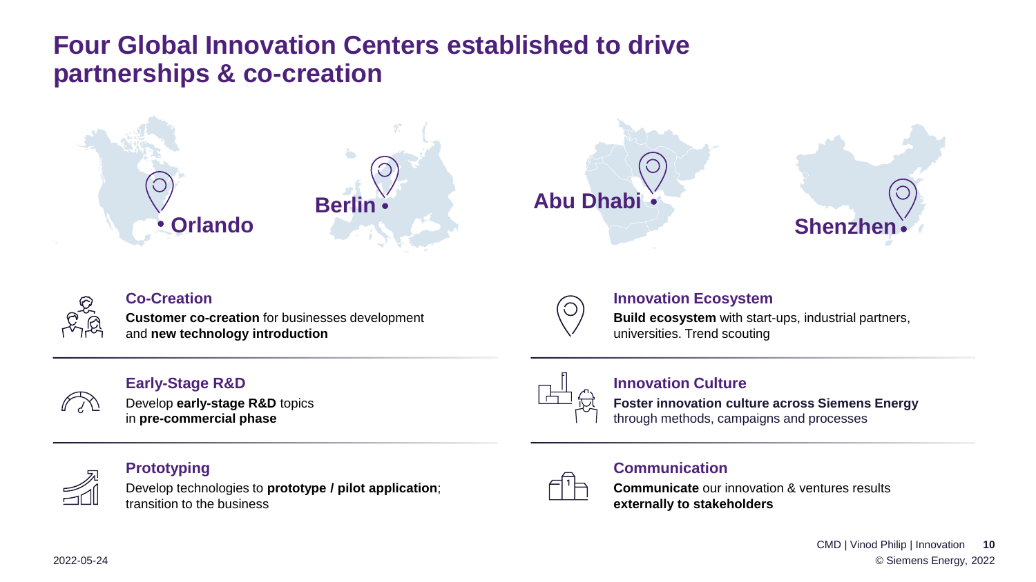# Four Global Innovation Centers established to drive partnerships & co-creation

Orlando · Berlin · Abu Dhabi · Shenzhen

### Co-Creation

**Customer co-creation** for businesses development and **new technology introduction**

### Innovation Ecosystem

**Build ecosystem** with start-ups, industrial partners, universities. Trend scouting

### Early-Stage R&D

Develop **early-stage R&D** topics in **pre-commercial phase**

### Innovation Culture

**Foster innovation culture across Siemens Energy** through methods, campaigns and processes

### Prototyping

Develop technologies to **prototype / pilot application**; transition to the business

### Communication

**Communicate** our innovation & ventures results **externally to stakeholders**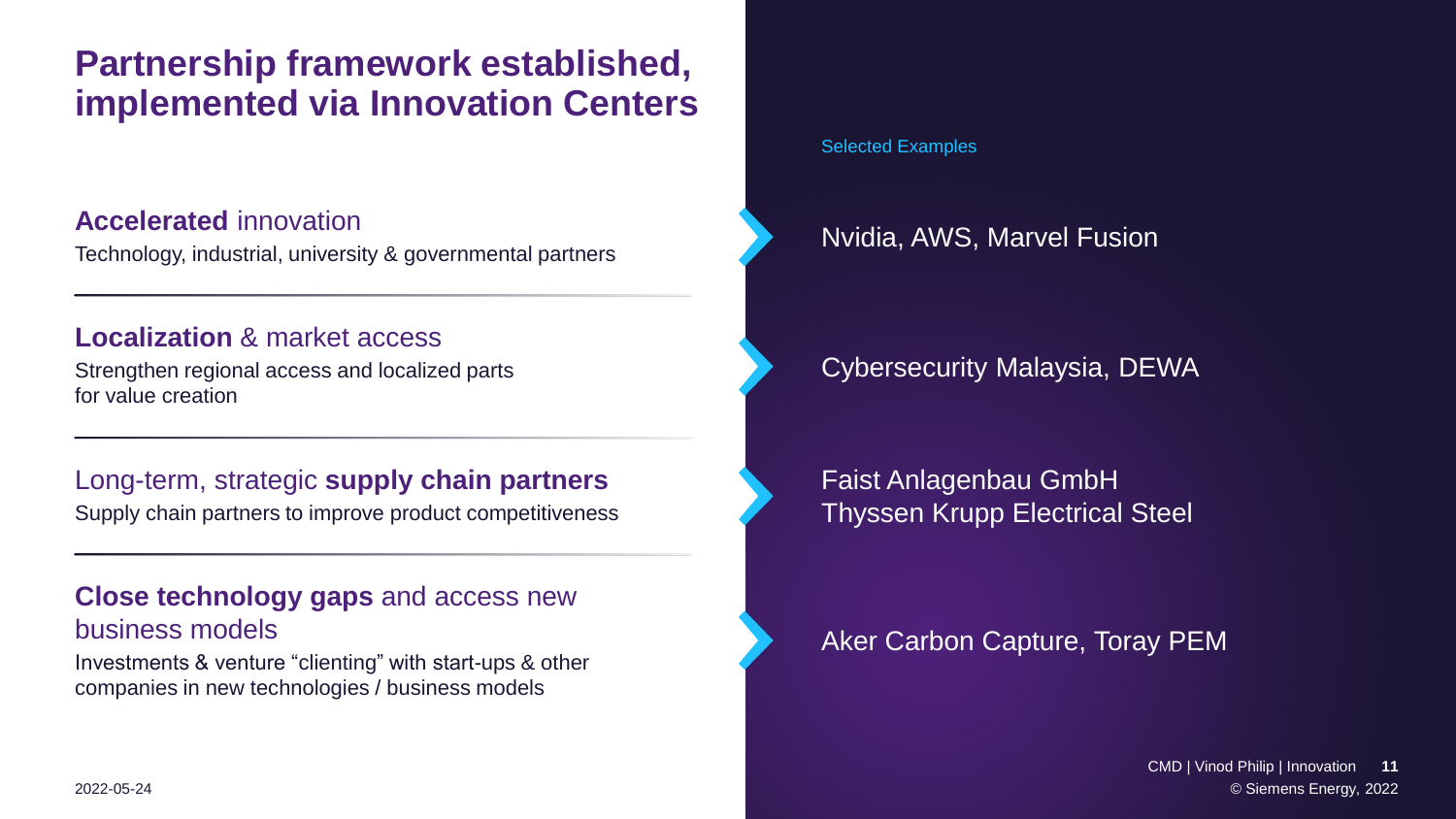# Partnership framework established, implemented via Innovation Centers

**Accelerated** innovation

Technology, industrial, university & governmental partners

---

**Localization** & market access

Strengthen regional access and localized parts for value creation

---

Long-term, strategic **supply chain partners**

Supply chain partners to improve product competitiveness

---

**Close technology gaps** and access new business models

Investments & venture "clienting" with start-ups & other companies in new technologies / business models

Selected Examples

- Nvidia, AWS, Marvel Fusion
- Cybersecurity Malaysia, DEWA
- Faist Anlagenbau GmbH
  Thyssen Krupp Electrical Steel
- Aker Carbon Capture, Toray PEM

2022-05-24

CMD | Vinod Philip | Innovation

© Siemens Energy, 2022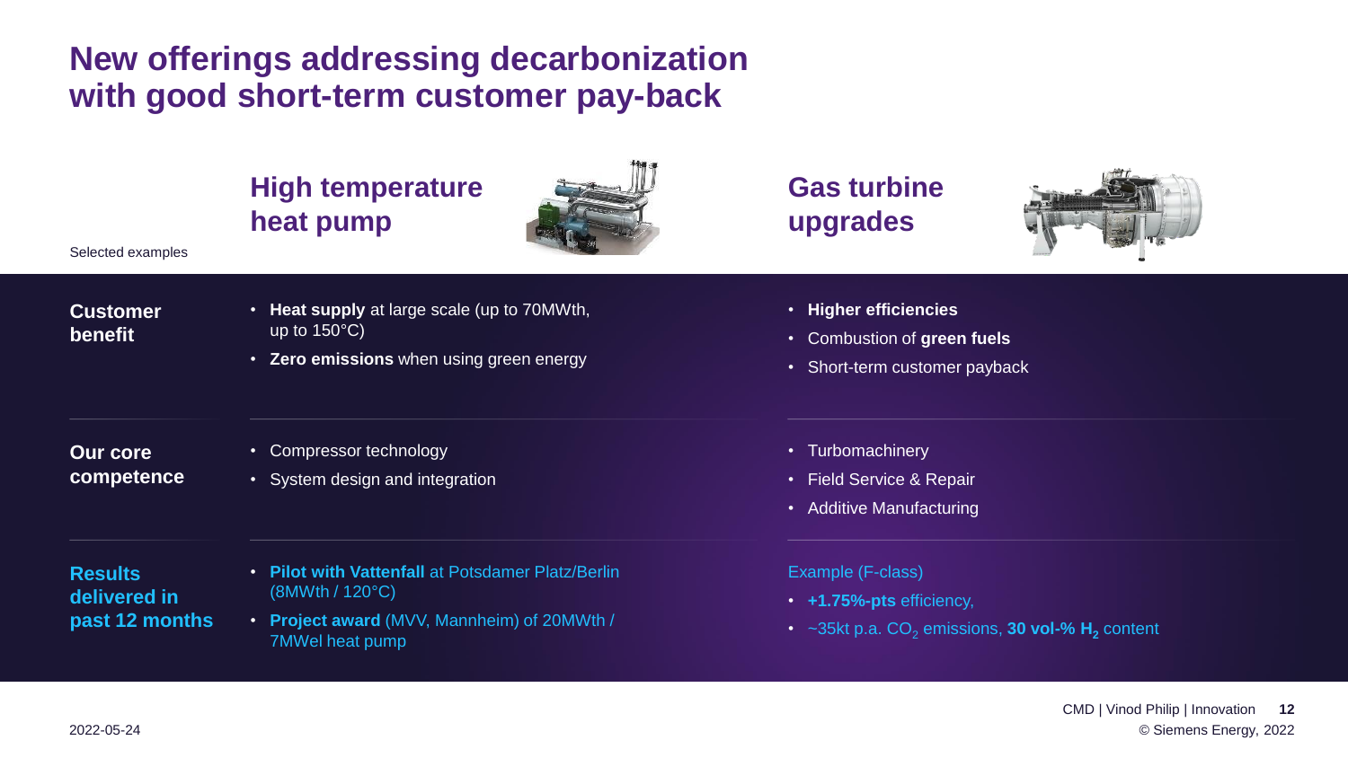# New offerings addressing decarbonization with good short-term customer pay-back

Selected examples

| | High temperature heat pump | Gas turbine upgrades |
|---|---|---|
| **Customer benefit** | • **Heat supply** at large scale (up to 70MWth, up to 150°C)<br>• **Zero emissions** when using green energy | • **Higher efficiencies**<br>• Combustion of **green fuels**<br>• Short-term customer payback |
| **Our core competence** | • Compressor technology<br>• System design and integration | • Turbomachinery<br>• Field Service & Repair<br>• Additive Manufacturing |
| **Results delivered in past 12 months** | • **Pilot with Vattenfall** at Potsdamer Platz/Berlin (8MWth / 120°C)<br>• **Project award** (MVV, Mannheim) of 20MWth / 7MWel heat pump | Example (F-class)<br>• **+1.75%-pts** efficiency,<br>• ~35kt p.a. $CO_2$ emissions, **30 vol-% $H_2$** content |

2022-05-24

CMD | Vinod Philip | Innovation

© Siemens Energy, 2022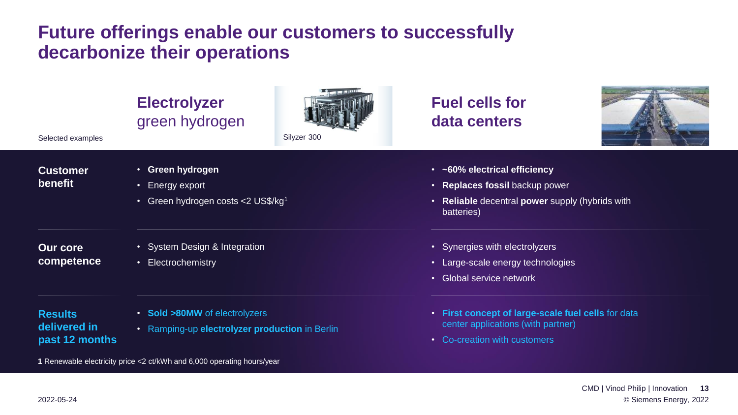# Future offerings enable our customers to successfully decarbonize their operations

Selected examples

| | **Electrolyzer** green hydrogen (Silyzer 300) | **Fuel cells for data centers** |
|---|---|---|
| **Customer benefit** | • **Green hydrogen**<br>• Energy export<br>• Green hydrogen costs <2 US$/kg[1] | • **~60% electrical efficiency**<br>• **Replaces fossil** backup power<br>• **Reliable** decentral **power** supply (hybrids with batteries) |
| **Our core competence** | • System Design & Integration<br>• Electrochemistry | • Synergies with electrolyzers<br>• Large-scale energy technologies<br>• Global service network |
| **Results delivered in past 12 months** | • **Sold >80MW** of electrolyzers<br>• Ramping-up **electrolyzer production** in Berlin | • **First concept of large-scale fuel cells** for data center applications (with partner)<br>• Co-creation with customers |

**1** Renewable electricity price <2 ct/kWh and 6,000 operating hours/year

2022-05-24

CMD | Vinod Philip | Innovation

© Siemens Energy, 2022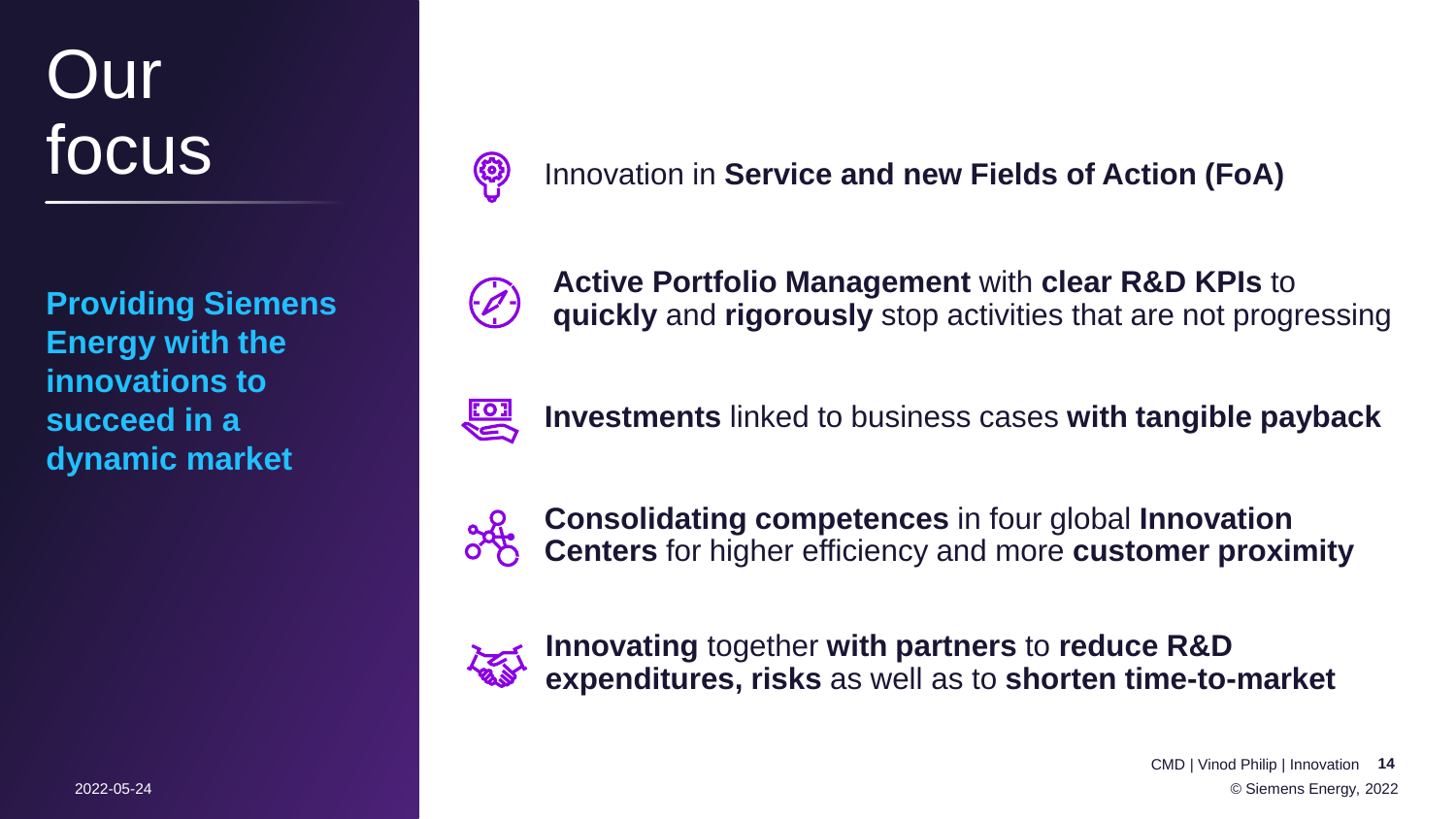# Our focus

**Providing Siemens Energy with the innovations to succeed in a dynamic market**

- Innovation in **Service and new Fields of Action (FoA)**
- **Active Portfolio Management** with **clear R&D KPIs** to **quickly** and **rigorously** stop activities that are not progressing
- **Investments** linked to business cases **with tangible payback**
- **Consolidating competences** in four global **Innovation Centers** for higher efficiency and more **customer proximity**
- **Innovating** together **with partners** to **reduce R&D expenditures, risks** as well as to **shorten time-to-market**

2022-05-24

CMD | Vinod Philip | Innovation

© Siemens Energy, 2022